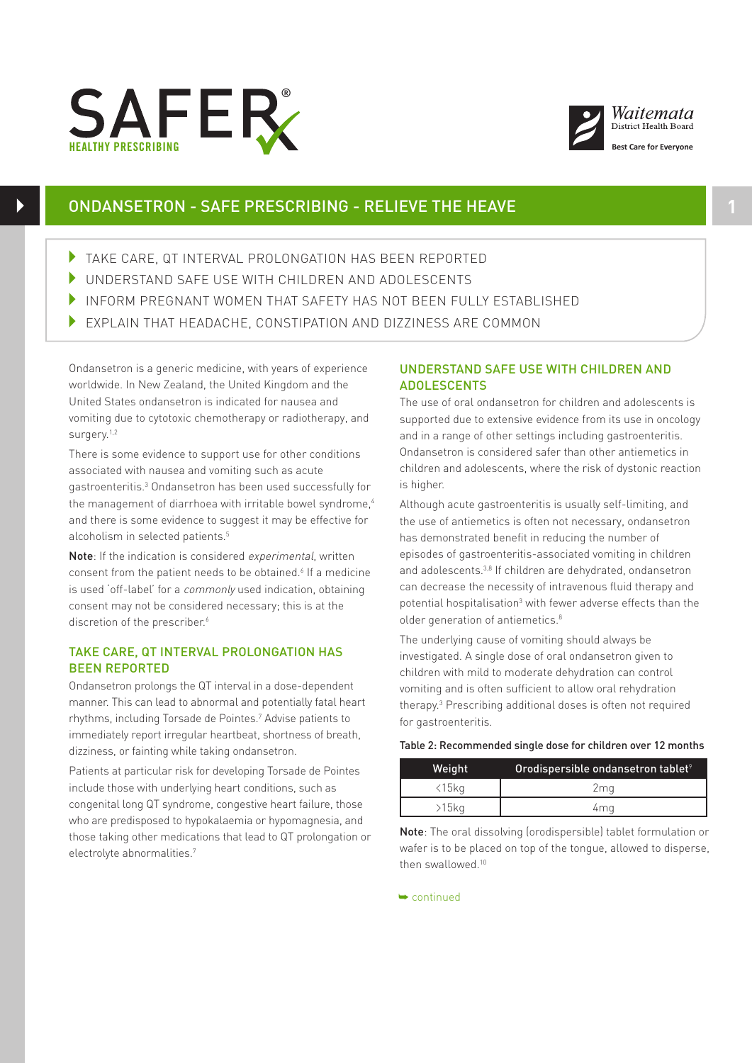SAFER HEALTHY PRESCRIBING

Waitemata District Health Board — Best Care for Everyone

# ONDANSETRON - SAFE PRESCRIBING - RELIEVE THE HEAVE

- TAKE CARE, QT INTERVAL PROLONGATION HAS BEEN REPORTED
- UNDERSTAND SAFE USE WITH CHILDREN AND ADOLESCENTS
- INFORM PREGNANT WOMEN THAT SAFETY HAS NOT BEEN FULLY ESTABLISHED
- EXPLAIN THAT HEADACHE, CONSTIPATION AND DIZZINESS ARE COMMON

Ondansetron is a generic medicine, with years of experience worldwide. In New Zealand, the United Kingdom and the United States ondansetron is indicated for nausea and vomiting due to cytotoxic chemotherapy or radiotherapy, and surgery.[1,2]

There is some evidence to support use for other conditions associated with nausea and vomiting such as acute gastroenteritis.[3] Ondansetron has been used successfully for the management of diarrhoea with irritable bowel syndrome,[4] and there is some evidence to suggest it may be effective for alcoholism in selected patients.[5]

**Note**: If the indication is considered *experimental*, written consent from the patient needs to be obtained.[6] If a medicine is used 'off-label' for a *commonly* used indication, obtaining consent may not be considered necessary; this is at the discretion of the prescriber.[6]

## TAKE CARE, QT INTERVAL PROLONGATION HAS BEEN REPORTED

Ondansetron prolongs the QT interval in a dose-dependent manner. This can lead to abnormal and potentially fatal heart rhythms, including Torsade de Pointes.[7] Advise patients to immediately report irregular heartbeat, shortness of breath, dizziness, or fainting while taking ondansetron.

Patients at particular risk for developing Torsade de Pointes include those with underlying heart conditions, such as congenital long QT syndrome, congestive heart failure, those who are predisposed to hypokalaemia or hypomagnesia, and those taking other medications that lead to QT prolongation or electrolyte abnormalities.[7]

## UNDERSTAND SAFE USE WITH CHILDREN AND ADOLESCENTS

The use of oral ondansetron for children and adolescents is supported due to extensive evidence from its use in oncology and in a range of other settings including gastroenteritis. Ondansetron is considered safer than other antiemetics in children and adolescents, where the risk of dystonic reaction is higher.

Although acute gastroenteritis is usually self-limiting, and the use of antiemetics is often not necessary, ondansetron has demonstrated benefit in reducing the number of episodes of gastroenteritis-associated vomiting in children and adolescents.[3,8] If children are dehydrated, ondansetron can decrease the necessity of intravenous fluid therapy and potential hospitalisation[3] with fewer adverse effects than the older generation of antiemetics.[8]

The underlying cause of vomiting should always be investigated. A single dose of oral ondansetron given to children with mild to moderate dehydration can control vomiting and is often sufficient to allow oral rehydration therapy.[3] Prescribing additional doses is often not required for gastroenteritis.

**Table 2: Recommended single dose for children over 12 months**

| Weight | Orodispersible ondansetron tablet[9] |
|---|---|
| <15kg | 2mg |
| >15kg | 4mg |

**Note**: The oral dissolving (orodispersible) tablet formulation or wafer is to be placed on top of the tongue, allowed to disperse, then swallowed.[10]

continued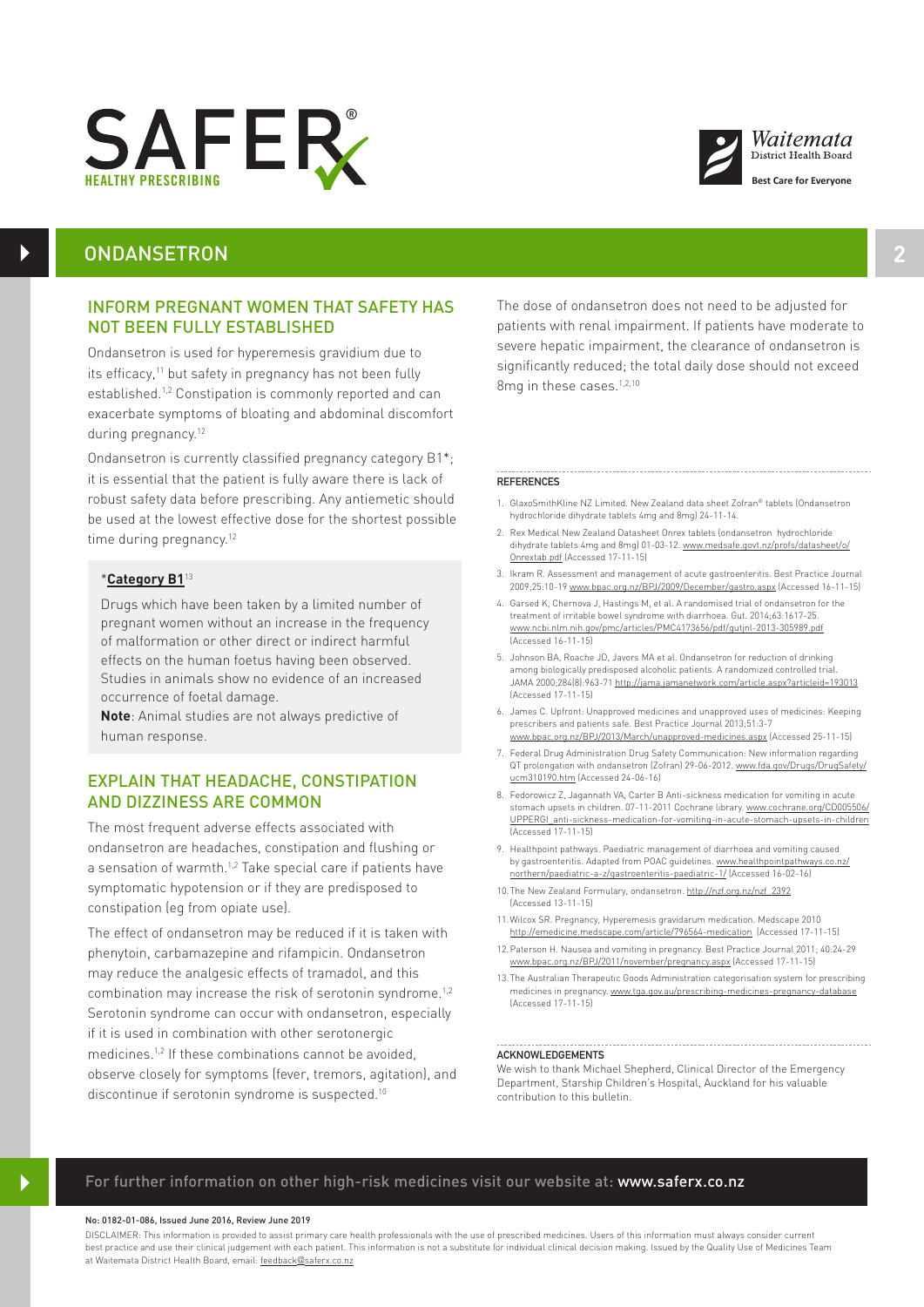# ONDANSETRON

## INFORM PREGNANT WOMEN THAT SAFETY HAS NOT BEEN FULLY ESTABLISHED

Ondansetron is used for hyperemesis gravidium due to its efficacy,[11] but safety in pregnancy has not been fully established.[1,2] Constipation is commonly reported and can exacerbate symptoms of bloating and abdominal discomfort during pregnancy.[12]

Ondansetron is currently classified pregnancy category B1*; it is essential that the patient is fully aware there is lack of robust safety data before prescribing. Any antiemetic should be used at the lowest effective dose for the shortest possible time during pregnancy.[12]

*__Category B1__[13]

Drugs which have been taken by a limited number of pregnant women without an increase in the frequency of malformation or other direct or indirect harmful effects on the human foetus having been observed. Studies in animals show no evidence of an increased occurrence of foetal damage.

**Note**: Animal studies are not always predictive of human response.

## EXPLAIN THAT HEADACHE, CONSTIPATION AND DIZZINESS ARE COMMON

The most frequent adverse effects associated with ondansetron are headaches, constipation and flushing or a sensation of warmth.[1,2] Take special care if patients have symptomatic hypotension or if they are predisposed to constipation (eg from opiate use).

The effect of ondansetron may be reduced if it is taken with phenytoin, carbamazepine and rifampicin. Ondansetron may reduce the analgesic effects of tramadol, and this combination may increase the risk of serotonin syndrome.[1,2] Serotonin syndrome can occur with ondansetron, especially if it is used in combination with other serotonergic medicines.[1,2] If these combinations cannot be avoided, observe closely for symptoms (fever, tremors, agitation), and discontinue if serotonin syndrome is suspected.[10]

The dose of ondansetron does not need to be adjusted for patients with renal impairment. If patients have moderate to severe hepatic impairment, the clearance of ondansetron is significantly reduced; the total daily dose should not exceed 8mg in these cases.[1,2,10]

### REFERENCES

1. GlaxoSmithKline NZ Limited. New Zealand data sheet Zofran® tablets (Ondansetron hydrochloride dihydrate tablets 4mg and 8mg) 24-11-14.
2. Rex Medical New Zealand Datasheet Onrex tablets (ondansetron hydrochloride dihydrate tablets 4mg and 8mg) 01-03-12. www.medsafe.govt.nz/profs/datasheet/o/Onrextab.pdf (Accessed 17-11-15)
3. Ikram R. Assessment and management of acute gastroenteritis. Best Practice Journal 2009;25:10-19 www.bpac.org.nz/BPJ/2009/December/gastro.aspx (Accessed 16-11-15)
4. Garsed K, Chernova J, Hastings M, et al. A randomised trial of ondansetron for the treatment of irritable bowel syndrome with diarrhoea. Gut. 2014;63:1617-25. www.ncbi.nlm.nih.gov/pmc/articles/PMC4173656/pdf/gutjnl-2013-305989.pdf (Accessed 16-11-15)
5. Johnson BA, Roache JD, Javors MA et al. Ondansetron for reduction of drinking among biologically predisposed alcoholic patients. A randomized controlled trial. JAMA 2000;284(8):963-71 http://jama.jamanetwork.com/article.aspx?articleid=193013 (Accessed 17-11-15)
6. James C. Upfront: Unapproved medicines and unapproved uses of medicines: Keeping prescribers and patients safe. Best Practice Journal 2013;51:3-7 www.bpac.org.nz/BPJ/2013/March/unapproved-medicines.aspx (Accessed 25-11-15)
7. Federal Drug Administration Drug Safety Communication: New information regarding QT prolongation with ondansetron (Zofran) 29-06-2012. www.fda.gov/Drugs/DrugSafety/ucm310190.htm (Accessed 24-06-16)
8. Fedorowicz Z, Jagannath VA, Carter B Anti-sickness medication for vomiting in acute stomach upsets in children. 07-11-2011 Cochrane library. www.cochrane.org/CD005506/UPPERGI_anti-sickness-medication-for-vomiting-in-acute-stomach-upsets-in-children (Accessed 17-11-15)
9. Healthpoint pathways. Paediatric management of diarrhoea and vomiting caused by gastroenteritis. Adapted from POAC guidelines. www.healthpointpathways.co.nz/northern/paediatric-a-z/gastroenteritis-paediatric-1/ (Accessed 16-02-16)
10. The New Zealand Formulary, ondansetron. http://nzf.org.nz/nzf_2392 (Accessed 13-11-15)
11. Wilcox SR. Pregnancy, Hyperemesis gravidarum medication. Medscape 2010 http://emedicine.medscape.com/article/796564-medication (Accessed 17-11-15)
12. Paterson H. Nausea and vomiting in pregnancy. Best Practice Journal 2011; 40:24-29 www.bpac.org.nz/BPJ/2011/november/pregnancy.aspx (Accessed 17-11-15)
13. The Australian Therapeutic Goods Administration categorisation system for prescribing medicines in pregnancy. www.tga.gov.au/prescribing-medicines-pregnancy-database (Accessed 17-11-15)

### ACKNOWLEDGEMENTS

We wish to thank Michael Shepherd, Clinical Director of the Emergency Department, Starship Children's Hospital, Auckland for his valuable contribution to this bulletin.

For further information on other high-risk medicines visit our website at: www.saferx.co.nz

No: 0182-01-086, Issued June 2016, Review June 2019

DISCLAIMER: This information is provided to assist primary care health professionals with the use of prescribed medicines. Users of this information must always consider current best practice and use their clinical judgement with each patient. This information is not a substitute for individual clinical decision making. Issued by the Quality Use of Medicines Team at Waitemata District Health Board, email: feedback@saferx.co.nz